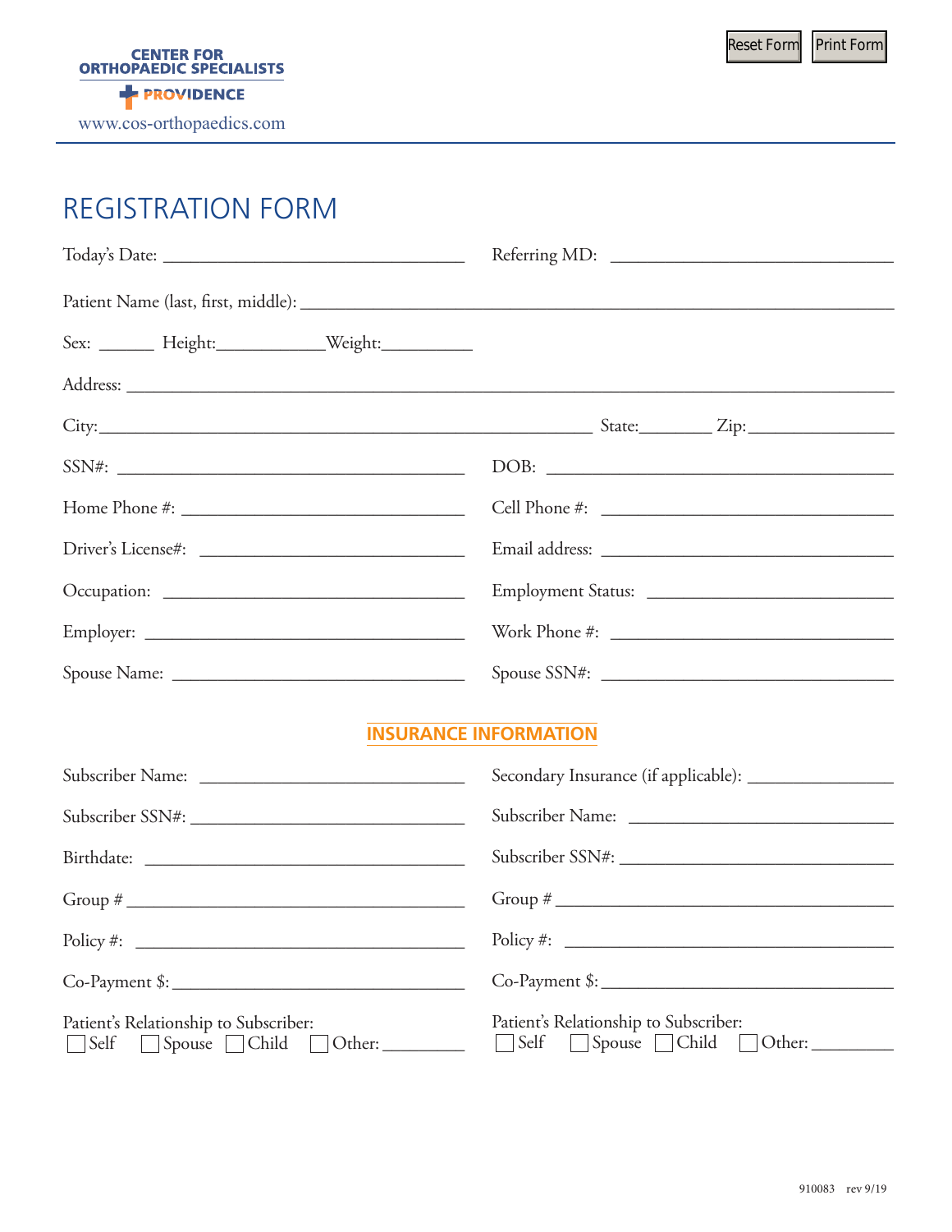CENTER FOR ORTHOPAEDIC SPECIALISTS

PROVIDENCE

www.cos-orthopaedics.com

Reset Form Print Form

# REGISTRATION FORM

Today's Date: ______________________ Referring MD: ______________________

Patient Name (last, first, middle): ______________________________________________

Sex: ______ Height: ____________ Weight: __________

Address: ______________________________________________

City: ______________________________ State: ________ Zip: ______________

SSN#: ______________________ DOB: ______________________

Home Phone #: ______________________ Cell Phone #: ______________________

Driver's License#: ______________________ Email address: ______________________

Occupation: ______________________ Employment Status: ______________________

Employer: ______________________ Work Phone #: ______________________

Spouse Name: ______________________ Spouse SSN#: ______________________

## INSURANCE INFORMATION

Subscriber Name: ______________________

Subscriber SSN#: ______________________

Birthdate: ______________________

Group # ______________________

Policy #: ______________________

Co-Payment $: ______________________

Patient's Relationship to Subscriber:
☐ Self ☐ Spouse ☐ Child ☐ Other: _________

Secondary Insurance (if applicable): ______________

Subscriber Name: ______________________

Subscriber SSN#: ______________________

Group # ______________________

Policy #: ______________________

Co-Payment $: ______________________

Patient's Relationship to Subscriber:
☐ Self ☐ Spouse ☐ Child ☐ Other: _________

910083 rev 9/19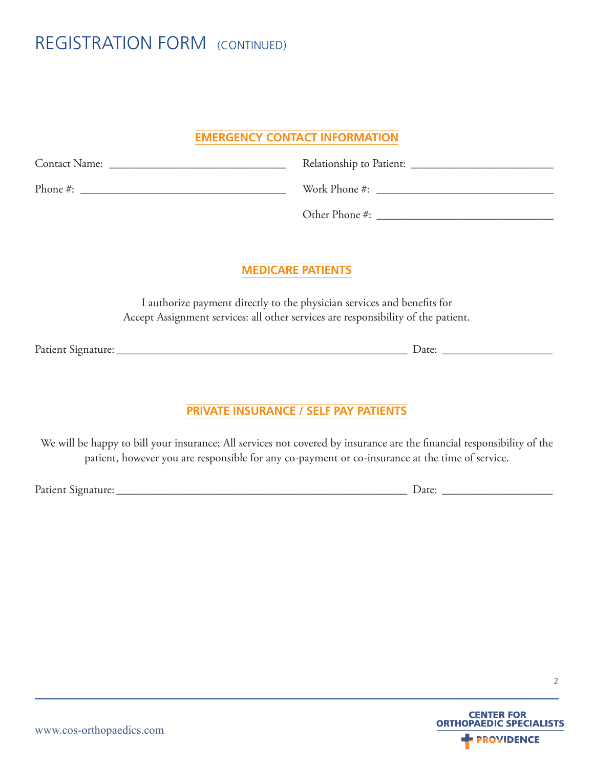# REGISTRATION FORM (CONTINUED)

## EMERGENCY CONTACT INFORMATION

Contact Name: _______________________________ Relationship to Patient: _________________________

Phone #: ____________________________________ Work Phone #: _______________________________

Other Phone #: _______________________________

## MEDICARE PATIENTS

I authorize payment directly to the physician services and benefits for Accept Assignment services: all other services are responsibility of the patient.

Patient Signature: ___________________________________________________ Date: ___________________

## PRIVATE INSURANCE / SELF PAY PATIENTS

We will be happy to bill your insurance; All services not covered by insurance are the financial responsibility of the patient, however you are responsible for any co-payment or co-insurance at the time of service.

Patient Signature: ___________________________________________________ Date: ___________________

www.cos-orthopaedics.com

CENTER FOR ORTHOPAEDIC SPECIALISTS
PROVIDENCE